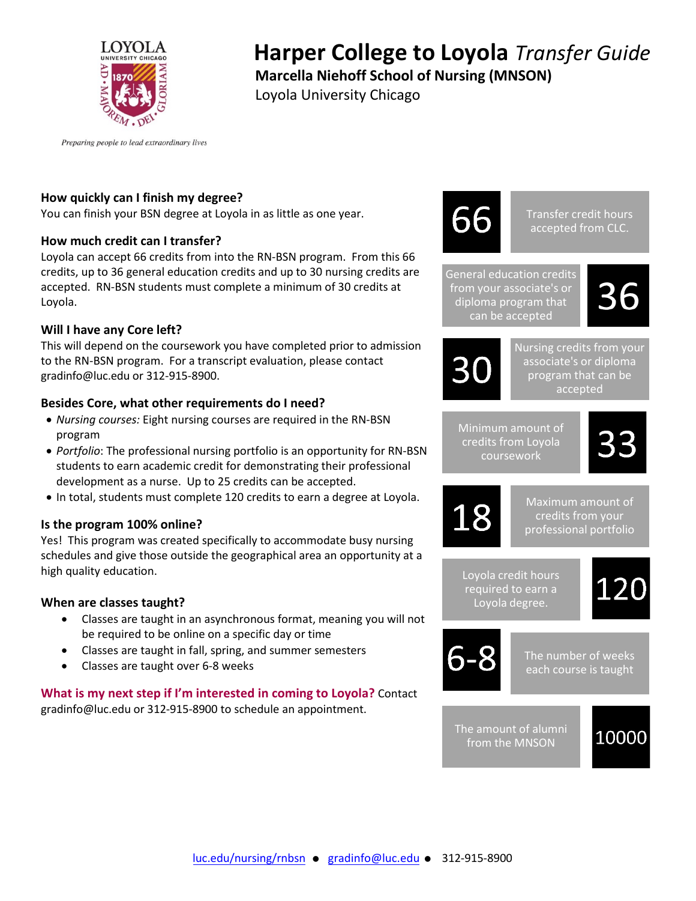# Harper College to Loyola *Transfer Guide*

**Marcella Niehoff School of Nursing (MNSON)**

Loyola University Chicago

LOYOLA UNIVERSITY CHICAGO

*Preparing people to lead extraordinary lives*

### How quickly can I finish my degree?

You can finish your BSN degree at Loyola in as little as one year.

### How much credit can I transfer?

Loyola can accept 66 credits from into the RN-BSN program. From this 66 credits, up to 36 general education credits and up to 30 nursing credits are accepted. RN-BSN students must complete a minimum of 30 credits at Loyola.

### Will I have any Core left?

This will depend on the coursework you have completed prior to admission to the RN-BSN program. For a transcript evaluation, please contact gradinfo@luc.edu or 312-915-8900.

### Besides Core, what other requirements do I need?

- *Nursing courses:* Eight nursing courses are required in the RN-BSN program
- *Portfolio*: The professional nursing portfolio is an opportunity for RN-BSN students to earn academic credit for demonstrating their professional development as a nurse. Up to 25 credits can be accepted.
- In total, students must complete 120 credits to earn a degree at Loyola.

### Is the program 100% online?

Yes! This program was created specifically to accommodate busy nursing schedules and give those outside the geographical area an opportunity at a high quality education.

### When are classes taught?

- Classes are taught in an asynchronous format, meaning you will not be required to be online on a specific day or time
- Classes are taught in fall, spring, and summer semesters
- Classes are taught over 6-8 weeks

**What is my next step if I'm interested in coming to Loyola?** Contact gradinfo@luc.edu or 312-915-8900 to schedule an appointment.

| | |
|---|---|
| 66 | Transfer credit hours accepted from CLC. |
| 36 | General education credits from your associate's or diploma program that can be accepted |
| 30 | Nursing credits from your associate's or diploma program that can be accepted |
| 33 | Minimum amount of credits from Loyola coursework |
| 18 | Maximum amount of credits from your professional portfolio |
| 120 | Loyola credit hours required to earn a Loyola degree. |
| 6-8 | The number of weeks each course is taught |
| 10000 | The amount of alumni from the MNSON |

luc.edu/nursing/rnbsn ● gradinfo@luc.edu ● 312-915-8900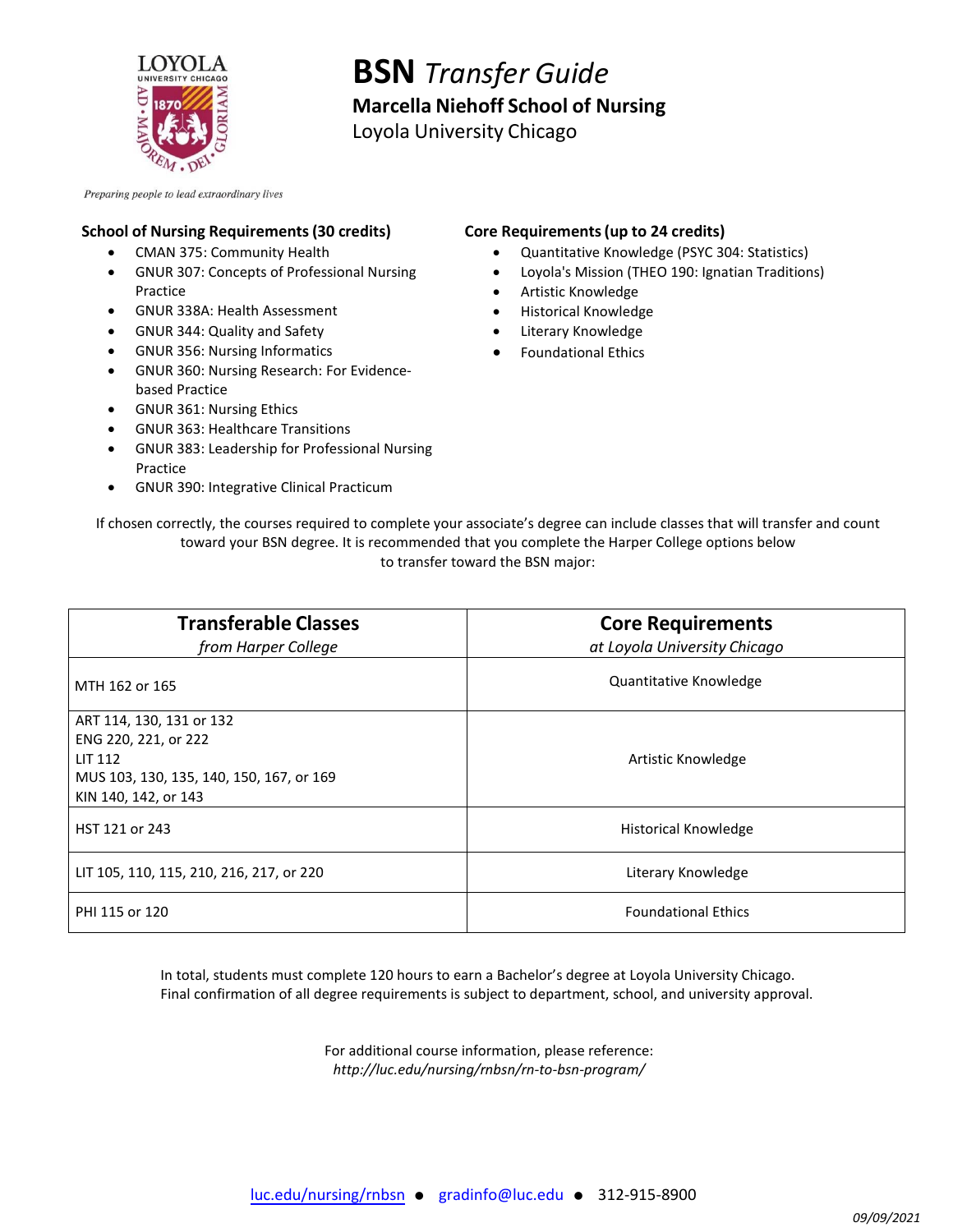LOYOLA UNIVERSITY CHICAGO

*Preparing people to lead extraordinary lives*

# **BSN** *Transfer Guide*

## Marcella Niehoff School of Nursing

Loyola University Chicago

**School of Nursing Requirements (30 credits)**

- CMAN 375: Community Health
- GNUR 307: Concepts of Professional Nursing Practice
- GNUR 338A: Health Assessment
- GNUR 344: Quality and Safety
- GNUR 356: Nursing Informatics
- GNUR 360: Nursing Research: For Evidence-based Practice
- GNUR 361: Nursing Ethics
- GNUR 363: Healthcare Transitions
- GNUR 383: Leadership for Professional Nursing Practice
- GNUR 390: Integrative Clinical Practicum

**Core Requirements (up to 24 credits)**

- Quantitative Knowledge (PSYC 304: Statistics)
- Loyola's Mission (THEO 190: Ignatian Traditions)
- Artistic Knowledge
- Historical Knowledge
- Literary Knowledge
- Foundational Ethics

If chosen correctly, the courses required to complete your associate's degree can include classes that will transfer and count toward your BSN degree. It is recommended that you complete the Harper College options below to transfer toward the BSN major:

| **Transferable Classes** *from Harper College* | **Core Requirements** *at Loyola University Chicago* |
|---|---|
| MTH 162 or 165 | Quantitative Knowledge |
| ART 114, 130, 131 or 132<br>ENG 220, 221, or 222<br>LIT 112<br>MUS 103, 130, 135, 140, 150, 167, or 169<br>KIN 140, 142, or 143 | Artistic Knowledge |
| HST 121 or 243 | Historical Knowledge |
| LIT 105, 110, 115, 210, 216, 217, or 220 | Literary Knowledge |
| PHI 115 or 120 | Foundational Ethics |

In total, students must complete 120 hours to earn a Bachelor's degree at Loyola University Chicago. Final confirmation of all degree requirements is subject to department, school, and university approval.

For additional course information, please reference:
*http://luc.edu/nursing/rnbsn/rn-to-bsn-program/*

luc.edu/nursing/rnbsn ● gradinfo@luc.edu ● 312-915-8900

*09/09/2021*